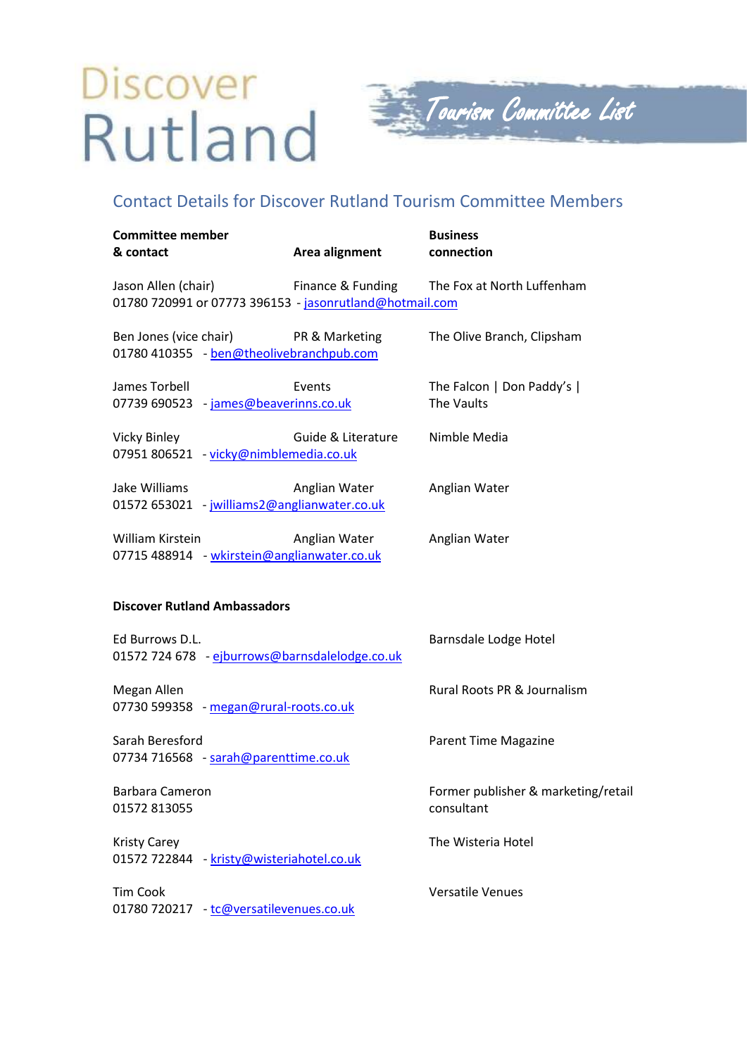# Discover Rutland

## Tourism Committee List

## Contact Details for Discover Rutland Tourism Committee Members

| Committee member & contact | Area alignment | Business connection |
|---|---|---|
| Jason Allen (chair)<br>01780 720991 or 07773 396153 - jasonrutland@hotmail.com | Finance & Funding | The Fox at North Luffenham |
| Ben Jones (vice chair)<br>01780 410355 - ben@theolivebranchpub.com | PR & Marketing | The Olive Branch, Clipsham |
| James Torbell<br>07739 690523 - james@beaverinns.co.uk | Events | The Falcon \| Don Paddy's \| The Vaults |
| Vicky Binley<br>07951 806521 - vicky@nimblemedia.co.uk | Guide & Literature | Nimble Media |
| Jake Williams<br>01572 653021 - jwilliams2@anglianwater.co.uk | Anglian Water | Anglian Water |
| William Kirstein<br>07715 488914 - wkirstein@anglianwater.co.uk | Anglian Water | Anglian Water |

**Discover Rutland Ambassadors**

| Ambassador & contact | Business connection |
|---|---|
| Ed Burrows D.L.<br>01572 724 678 - ejburrows@barnsdalelodge.co.uk | Barnsdale Lodge Hotel |
| Megan Allen<br>07730 599358 - megan@rural-roots.co.uk | Rural Roots PR & Journalism |
| Sarah Beresford<br>07734 716568 - sarah@parenttime.co.uk | Parent Time Magazine |
| Barbara Cameron<br>01572 813055 | Former publisher & marketing/retail consultant |
| Kristy Carey<br>01572 722844 - kristy@wisteriahotel.co.uk | The Wisteria Hotel |
| Tim Cook<br>01780 720217 - tc@versatilevenues.co.uk | Versatile Venues |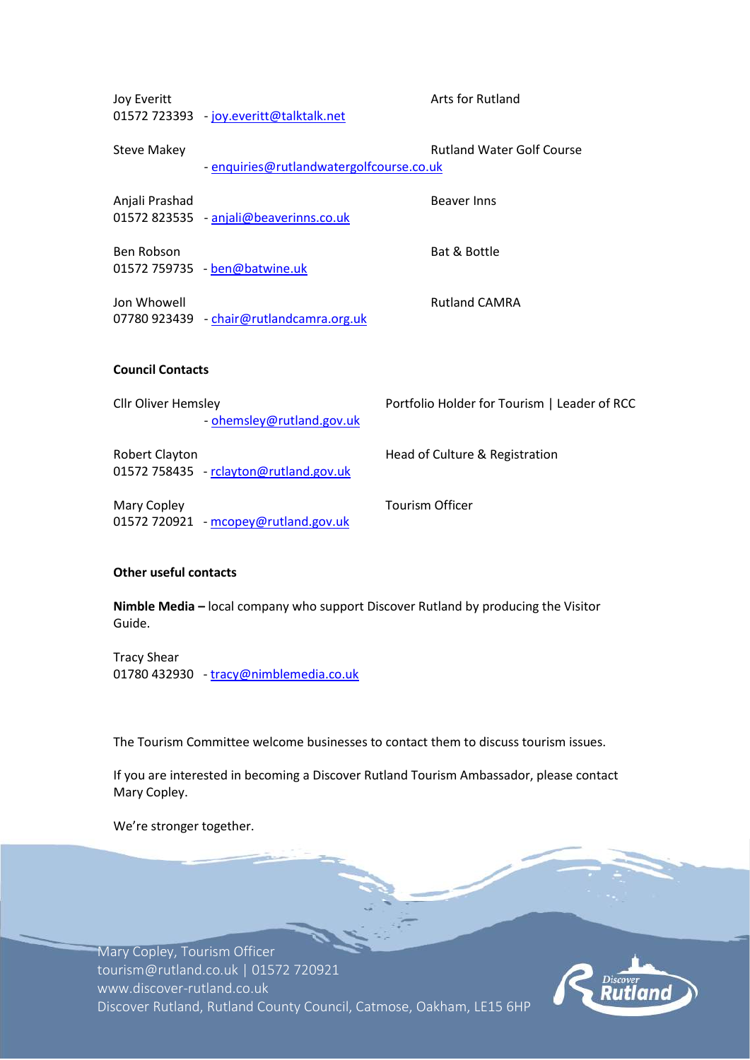Joy Everitt — Arts for Rutland
01572 723393 - joy.everitt@talktalk.net

Steve Makey — Rutland Water Golf Course
- enquiries@rutlandwatergolfcourse.co.uk

Anjali Prashad — Beaver Inns
01572 823535 - anjali@beaverinns.co.uk

Ben Robson — Bat & Bottle
01572 759735 - ben@batwine.uk

Jon Whowell — Rutland CAMRA
07780 923439 - chair@rutlandcamra.org.uk

**Council Contacts**

Cllr Oliver Hemsley — Portfolio Holder for Tourism | Leader of RCC
- ohemsley@rutland.gov.uk

Robert Clayton — Head of Culture & Registration
01572 758435 - rclayton@rutland.gov.uk

Mary Copley — Tourism Officer
01572 720921 - mcopey@rutland.gov.uk

**Other useful contacts**

**Nimble Media –** local company who support Discover Rutland by producing the Visitor Guide.

Tracy Shear
01780 432930 - tracy@nimblemedia.co.uk

The Tourism Committee welcome businesses to contact them to discuss tourism issues.

If you are interested in becoming a Discover Rutland Tourism Ambassador, please contact Mary Copley.

We're stronger together.

Mary Copley, Tourism Officer
tourism@rutland.co.uk | 01572 720921
www.discover-rutland.co.uk
Discover Rutland, Rutland County Council, Catmose, Oakham, LE15 6HP